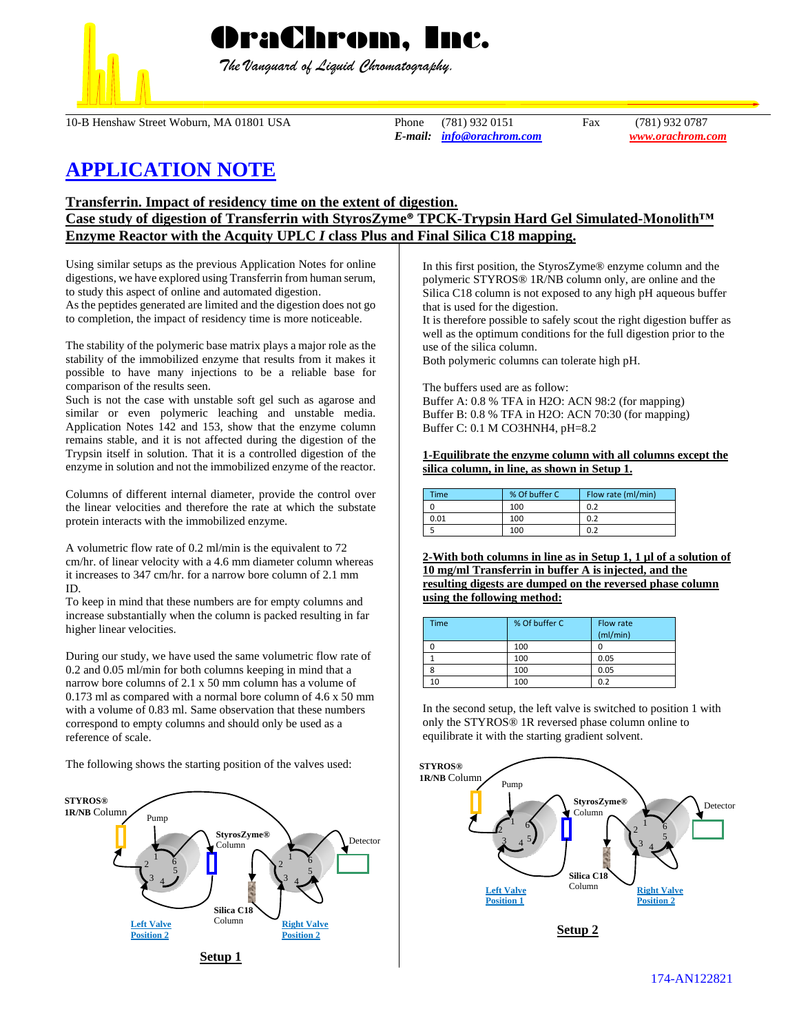# OraChrom, Inc.

*The Vanguard of Liquid Chromatography.*

10-B Henshaw Street Woburn, MA 01801 USA　　Phone (781) 932 0151　　Fax (781) 932 0787
***E-mail:*** *info@orachrom.com*　　*www.orachrom.com*

# APPLICATION NOTE

## Transferrin. Impact of residency time on the extent of digestion.
## Case study of digestion of Transferrin with StyrosZyme® TPCK-Trypsin Hard Gel Simulated-Monolith™ Enzyme Reactor with the Acquity UPLC *I* class Plus and Final Silica C18 mapping.

Using similar setups as the previous Application Notes for online digestions, we have explored using Transferrin from human serum, to study this aspect of online and automated digestion.
As the peptides generated are limited and the digestion does not go to completion, the impact of residency time is more noticeable.

The stability of the polymeric base matrix plays a major role as the stability of the immobilized enzyme that results from it makes it possible to have many injections to be a reliable base for comparison of the results seen.
Such is not the case with unstable soft gel such as agarose and similar or even polymeric leaching and unstable media. Application Notes 142 and 153, show that the enzyme column remains stable, and it is not affected during the digestion of the Trypsin itself in solution. That it is a controlled digestion of the enzyme in solution and not the immobilized enzyme of the reactor.

Columns of different internal diameter, provide the control over the linear velocities and therefore the rate at which the substate protein interacts with the immobilized enzyme.

A volumetric flow rate of 0.2 ml/min is the equivalent to 72 cm/hr. of linear velocity with a 4.6 mm diameter column whereas it increases to 347 cm/hr. for a narrow bore column of 2.1 mm ID.
To keep in mind that these numbers are for empty columns and increase substantially when the column is packed resulting in far higher linear velocities.

During our study, we have used the same volumetric flow rate of 0.2 and 0.05 ml/min for both columns keeping in mind that a narrow bore columns of 2.1 x 50 mm column has a volume of 0.173 ml as compared with a normal bore column of 4.6 x 50 mm with a volume of 0.83 ml. Same observation that these numbers correspond to empty columns and should only be used as a reference of scale.

The following shows the starting position of the valves used:

STYROS® 1R/NB Column
Pump
StyrosZyme® Column
Detector
Silica C18 Column
Left Valve Position 2
Right Valve Position 2

**Setup 1**

In this first position, the StyrosZyme® enzyme column and the polymeric STYROS® 1R/NB column only, are online and the Silica C18 column is not exposed to any high pH aqueous buffer that is used for the digestion.
It is therefore possible to safely scout the right digestion buffer as well as the optimum conditions for the full digestion prior to the use of the silica column.
Both polymeric columns can tolerate high pH.

The buffers used are as follow:
Buffer A: 0.8 % TFA in H2O: ACN 98:2 (for mapping)
Buffer B: 0.8 % TFA in H2O: ACN 70:30 (for mapping)
Buffer C: 0.1 M CO3HNH4, pH=8.2

**1-Equilibrate the enzyme column with all columns except the silica column, in line, as shown in Setup 1.**

| Time | % Of buffer C | Flow rate (ml/min) |
|---|---|---|
| 0 | 100 | 0.2 |
| 0.01 | 100 | 0.2 |
| 5 | 100 | 0.2 |

**2-With both columns in line as in Setup 1, 1 µl of a solution of 10 mg/ml Transferrin in buffer A is injected, and the resulting digests are dumped on the reversed phase column using the following method:**

| Time | % Of buffer C | Flow rate (ml/min) |
|---|---|---|
| 0 | 100 | 0 |
| 1 | 100 | 0.05 |
| 8 | 100 | 0.05 |
| 10 | 100 | 0.2 |

In the second setup, the left valve is switched to position 1 with only the STYROS® 1R reversed phase column online to equilibrate it with the starting gradient solvent.

STYROS® 1R/NB Column
Pump
StyrosZyme® Column
Detector
Silica C18 Column
Left Valve Position 1
Right Valve Position 2

**Setup 2**

174-AN122821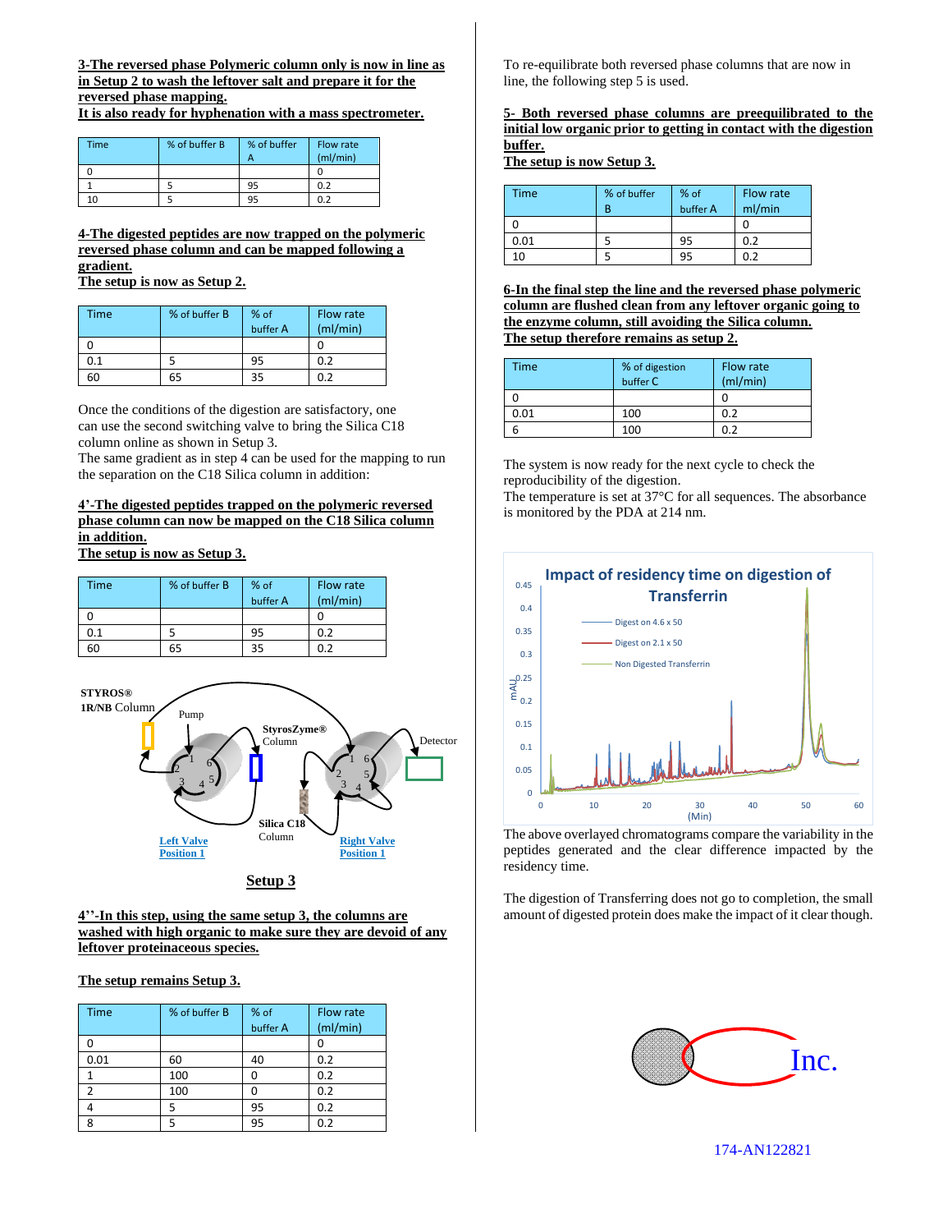**3-The reversed phase Polymeric column only is now in line as in Setup 2 to wash the leftover salt and prepare it for the reversed phase mapping.**
**It is also ready for hyphenation with a mass spectrometer.**

| Time | % of buffer B | % of buffer A | Flow rate (ml/min) |
|---|---|---|---|
| 0 | | | 0 |
| 1 | 5 | 95 | 0.2 |
| 10 | 5 | 95 | 0.2 |

**4-The digested peptides are now trapped on the polymeric reversed phase column and can be mapped following a gradient.**
**The setup is now as Setup 2.**

| Time | % of buffer B | % of buffer A | Flow rate (ml/min) |
|---|---|---|---|
| 0 | | | 0 |
| 0.1 | 5 | 95 | 0.2 |
| 60 | 65 | 35 | 0.2 |

Once the conditions of the digestion are satisfactory, one can use the second switching valve to bring the Silica C18 column online as shown in Setup 3.
The same gradient as in step 4 can be used for the mapping to run the separation on the C18 Silica column in addition:

**4'-The digested peptides trapped on the polymeric reversed phase column can now be mapped on the C18 Silica column in addition.**
**The setup is now as Setup 3.**

| Time | % of buffer B | % of buffer A | Flow rate (ml/min) |
|---|---|---|---|
| 0 | | | 0 |
| 0.1 | 5 | 95 | 0.2 |
| 60 | 65 | 35 | 0.2 |

STYROS® 1R/NB Column
Pump
StyrosZyme® Column
Detector
Silica C18 Column
Left Valve Position 1
Right Valve Position 1

**Setup 3**

**4''-In this step, using the same setup 3, the columns are washed with high organic to make sure they are devoid of any leftover proteinaceous species.**

**The setup remains Setup 3.**

| Time | % of buffer B | % of buffer A | Flow rate (ml/min) |
|---|---|---|---|
| 0 | | | 0 |
| 0.01 | 60 | 40 | 0.2 |
| 1 | 100 | 0 | 0.2 |
| 2 | 100 | 0 | 0.2 |
| 4 | 5 | 95 | 0.2 |
| 8 | 5 | 95 | 0.2 |

To re-equilibrate both reversed phase columns that are now in line, the following step 5 is used.

**5- Both reversed phase columns are preequilibrated to the initial low organic prior to getting in contact with the digestion buffer.**
**The setup is now Setup 3.**

| Time | % of buffer B | % of buffer A | Flow rate ml/min |
|---|---|---|---|
| 0 | | | 0 |
| 0.01 | 5 | 95 | 0.2 |
| 10 | 5 | 95 | 0.2 |

**6-In the final step the line and the reversed phase polymeric column are flushed clean from any leftover organic going to the enzyme column, still avoiding the Silica column.**
**The setup therefore remains as setup 2.**

| Time | % of digestion buffer C | Flow rate (ml/min) |
|---|---|---|
| 0 | | 0 |
| 0.01 | 100 | 0.2 |
| 6 | 100 | 0.2 |

The system is now ready for the next cycle to check the reproducibility of the digestion.
The temperature is set at 37°C for all sequences. The absorbance is monitored by the PDA at 214 nm.

Impact of residency time on digestion of Transferrin
Digest on 4.6 x 50
Digest on 2.1 x 50
Non Digested Transferrin
mAU
0.45
0.4
0.35
0.3
0.25
0.2
0.15
0.1
0.05
0
0
10
20
30
40
50
60
(Min)

The above overlayed chromatograms compare the variability in the peptides generated and the clear difference impacted by the residency time.

The digestion of Transferring does not go to completion, the small amount of digested protein does make the impact of it clear though.

Inc.

174-AN122821